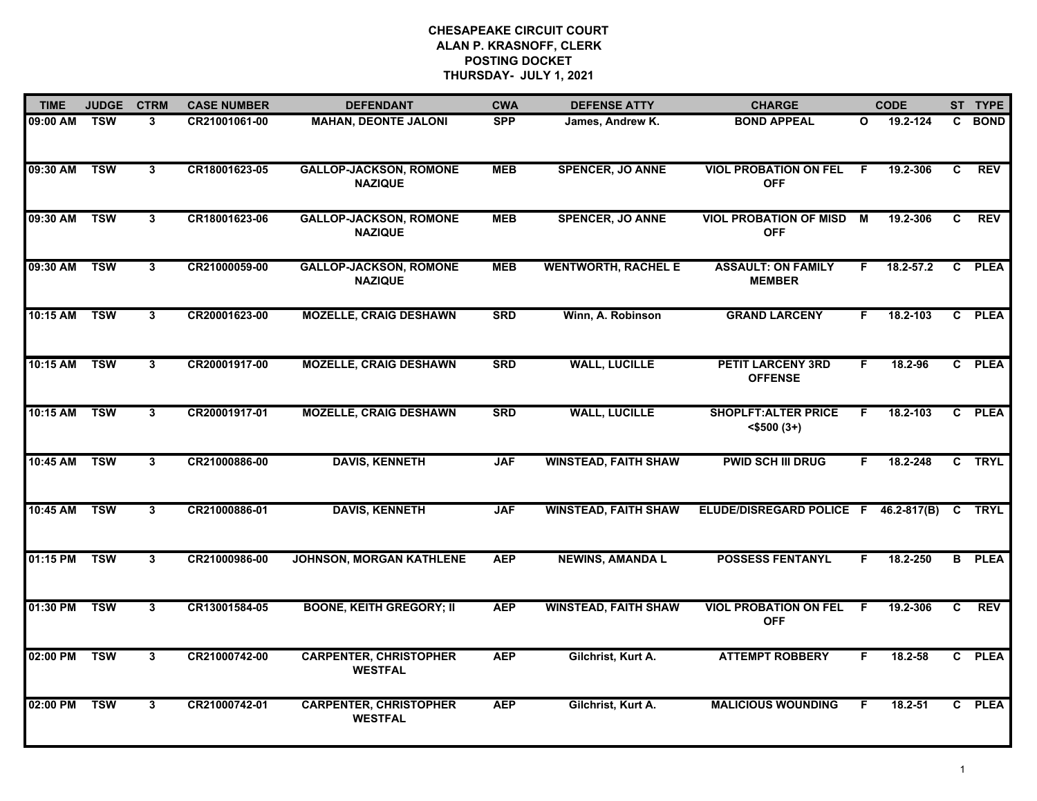# CHESAPEAKE CIRCUIT COURT
## ALAN P. KRASNOFF, CLERK
## POSTING DOCKET
## THURSDAY- JULY 1, 2021

| TIME | JUDGE | CTRM | CASE NUMBER | DEFENDANT | CWA | DEFENSE ATTY | CHARGE | | CODE | ST | TYPE |
|---|---|---|---|---|---|---|---|---|---|---|---|
| 09:00 AM | TSW | 3 | CR21001061-00 | MAHAN, DEONTE JALONI | SPP | James, Andrew K. | BOND APPEAL | O | 19.2-124 | C | BOND |
| 09:30 AM | TSW | 3 | CR18001623-05 | GALLOP-JACKSON, ROMONE NAZIQUE | MEB | SPENCER, JO ANNE | VIOL PROBATION ON FEL OFF | F | 19.2-306 | C | REV |
| 09:30 AM | TSW | 3 | CR18001623-06 | GALLOP-JACKSON, ROMONE NAZIQUE | MEB | SPENCER, JO ANNE | VIOL PROBATION OF MISD OFF | M | 19.2-306 | C | REV |
| 09:30 AM | TSW | 3 | CR21000059-00 | GALLOP-JACKSON, ROMONE NAZIQUE | MEB | WENTWORTH, RACHEL E | ASSAULT: ON FAMILY MEMBER | F | 18.2-57.2 | C | PLEA |
| 10:15 AM | TSW | 3 | CR20001623-00 | MOZELLE, CRAIG DESHAWN | SRD | Winn, A. Robinson | GRAND LARCENY | F | 18.2-103 | C | PLEA |
| 10:15 AM | TSW | 3 | CR20001917-00 | MOZELLE, CRAIG DESHAWN | SRD | WALL, LUCILLE | PETIT LARCENY 3RD OFFENSE | F | 18.2-96 | C | PLEA |
| 10:15 AM | TSW | 3 | CR20001917-01 | MOZELLE, CRAIG DESHAWN | SRD | WALL, LUCILLE | SHOPLFT:ALTER PRICE <$500 (3+) | F | 18.2-103 | C | PLEA |
| 10:45 AM | TSW | 3 | CR21000886-00 | DAVIS, KENNETH | JAF | WINSTEAD, FAITH SHAW | PWID SCH III DRUG | F | 18.2-248 | C | TRYL |
| 10:45 AM | TSW | 3 | CR21000886-01 | DAVIS, KENNETH | JAF | WINSTEAD, FAITH SHAW | ELUDE/DISREGARD POLICE | F | 46.2-817(B) | C | TRYL |
| 01:15 PM | TSW | 3 | CR21000986-00 | JOHNSON, MORGAN KATHLENE | AEP | NEWINS, AMANDA L | POSSESS FENTANYL | F | 18.2-250 | B | PLEA |
| 01:30 PM | TSW | 3 | CR13001584-05 | BOONE, KEITH GREGORY; II | AEP | WINSTEAD, FAITH SHAW | VIOL PROBATION ON FEL OFF | F | 19.2-306 | C | REV |
| 02:00 PM | TSW | 3 | CR21000742-00 | CARPENTER, CHRISTOPHER WESTFAL | AEP | Gilchrist, Kurt A. | ATTEMPT ROBBERY | F | 18.2-58 | C | PLEA |
| 02:00 PM | TSW | 3 | CR21000742-01 | CARPENTER, CHRISTOPHER WESTFAL | AEP | Gilchrist, Kurt A. | MALICIOUS WOUNDING | F | 18.2-51 | C | PLEA |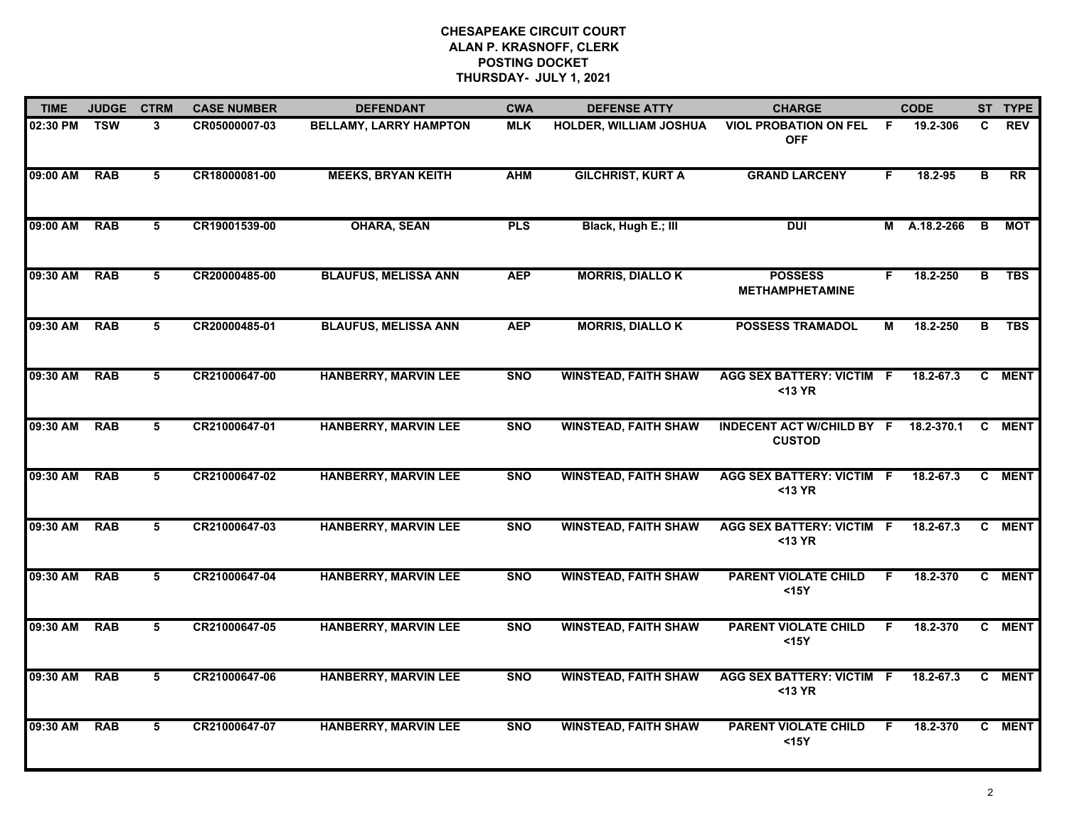**CHESAPEAKE CIRCUIT COURT**
**ALAN P. KRASNOFF, CLERK**
**POSTING DOCKET**
**THURSDAY- JULY 1, 2021**

| TIME | JUDGE | CTRM | CASE NUMBER | DEFENDANT | CWA | DEFENSE ATTY | CHARGE | | CODE | ST | TYPE |
|---|---|---|---|---|---|---|---|---|---|---|---|
| 02:30 PM | TSW | 3 | CR05000007-03 | BELLAMY, LARRY HAMPTON | MLK | HOLDER, WILLIAM JOSHUA | VIOL PROBATION ON FEL OFF | F | 19.2-306 | C | REV |
| 09:00 AM | RAB | 5 | CR18000081-00 | MEEKS, BRYAN KEITH | AHM | GILCHRIST, KURT A | GRAND LARCENY | F | 18.2-95 | B | RR |
| 09:00 AM | RAB | 5 | CR19001539-00 | OHARA, SEAN | PLS | Black, Hugh E.; III | DUI | M | A.18.2-266 | B | MOT |
| 09:30 AM | RAB | 5 | CR20000485-00 | BLAUFUS, MELISSA ANN | AEP | MORRIS, DIALLO K | POSSESS METHAMPHETAMINE | F | 18.2-250 | B | TBS |
| 09:30 AM | RAB | 5 | CR20000485-01 | BLAUFUS, MELISSA ANN | AEP | MORRIS, DIALLO K | POSSESS TRAMADOL | M | 18.2-250 | B | TBS |
| 09:30 AM | RAB | 5 | CR21000647-00 | HANBERRY, MARVIN LEE | SNO | WINSTEAD, FAITH SHAW | AGG SEX BATTERY: VICTIM <13 YR | F | 18.2-67.3 | C | MENT |
| 09:30 AM | RAB | 5 | CR21000647-01 | HANBERRY, MARVIN LEE | SNO | WINSTEAD, FAITH SHAW | INDECENT ACT W/CHILD BY CUSTOD | F | 18.2-370.1 | C | MENT |
| 09:30 AM | RAB | 5 | CR21000647-02 | HANBERRY, MARVIN LEE | SNO | WINSTEAD, FAITH SHAW | AGG SEX BATTERY: VICTIM <13 YR | F | 18.2-67.3 | C | MENT |
| 09:30 AM | RAB | 5 | CR21000647-03 | HANBERRY, MARVIN LEE | SNO | WINSTEAD, FAITH SHAW | AGG SEX BATTERY: VICTIM <13 YR | F | 18.2-67.3 | C | MENT |
| 09:30 AM | RAB | 5 | CR21000647-04 | HANBERRY, MARVIN LEE | SNO | WINSTEAD, FAITH SHAW | PARENT VIOLATE CHILD <15Y | F | 18.2-370 | C | MENT |
| 09:30 AM | RAB | 5 | CR21000647-05 | HANBERRY, MARVIN LEE | SNO | WINSTEAD, FAITH SHAW | PARENT VIOLATE CHILD <15Y | F | 18.2-370 | C | MENT |
| 09:30 AM | RAB | 5 | CR21000647-06 | HANBERRY, MARVIN LEE | SNO | WINSTEAD, FAITH SHAW | AGG SEX BATTERY: VICTIM <13 YR | F | 18.2-67.3 | C | MENT |
| 09:30 AM | RAB | 5 | CR21000647-07 | HANBERRY, MARVIN LEE | SNO | WINSTEAD, FAITH SHAW | PARENT VIOLATE CHILD <15Y | F | 18.2-370 | C | MENT |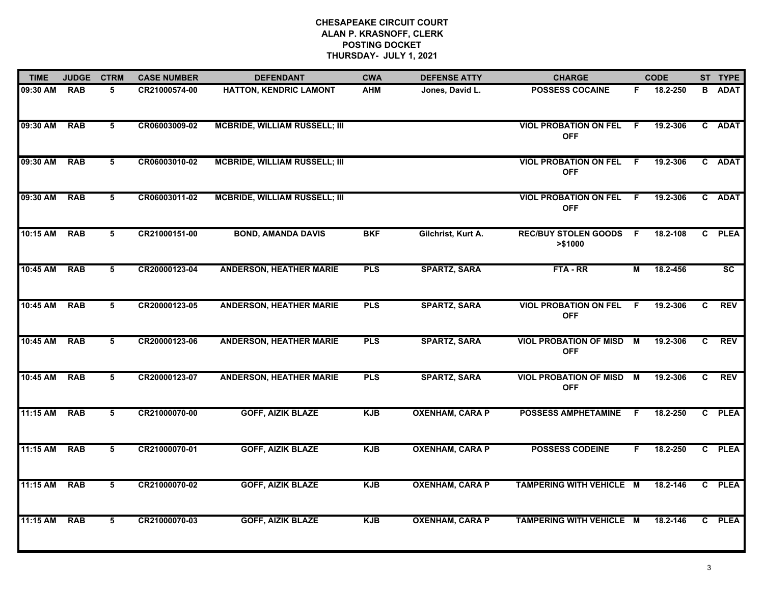# CHESAPEAKE CIRCUIT COURT
## ALAN P. KRASNOFF, CLERK
## POSTING DOCKET
## THURSDAY- JULY 1, 2021

| TIME | JUDGE | CTRM | CASE NUMBER | DEFENDANT | CWA | DEFENSE ATTY | CHARGE | | CODE | ST | TYPE |
|---|---|---|---|---|---|---|---|---|---|---|---|
| 09:30 AM | RAB | 5 | CR21000574-00 | HATTON, KENDRIC LAMONT | AHM | Jones, David L. | POSSESS COCAINE | F | 18.2-250 | B | ADAT |
| 09:30 AM | RAB | 5 | CR06003009-02 | MCBRIDE, WILLIAM RUSSELL; III | | | VIOL PROBATION ON FEL OFF | F | 19.2-306 | C | ADAT |
| 09:30 AM | RAB | 5 | CR06003010-02 | MCBRIDE, WILLIAM RUSSELL; III | | | VIOL PROBATION ON FEL OFF | F | 19.2-306 | C | ADAT |
| 09:30 AM | RAB | 5 | CR06003011-02 | MCBRIDE, WILLIAM RUSSELL; III | | | VIOL PROBATION ON FEL OFF | F | 19.2-306 | C | ADAT |
| 10:15 AM | RAB | 5 | CR21000151-00 | BOND, AMANDA DAVIS | BKF | Gilchrist, Kurt A. | REC/BUY STOLEN GOODS >$1000 | F | 18.2-108 | C | PLEA |
| 10:45 AM | RAB | 5 | CR20000123-04 | ANDERSON, HEATHER MARIE | PLS | SPARTZ, SARA | FTA - RR | M | 18.2-456 | | SC |
| 10:45 AM | RAB | 5 | CR20000123-05 | ANDERSON, HEATHER MARIE | PLS | SPARTZ, SARA | VIOL PROBATION ON FEL OFF | F | 19.2-306 | C | REV |
| 10:45 AM | RAB | 5 | CR20000123-06 | ANDERSON, HEATHER MARIE | PLS | SPARTZ, SARA | VIOL PROBATION OF MISD OFF | M | 19.2-306 | C | REV |
| 10:45 AM | RAB | 5 | CR20000123-07 | ANDERSON, HEATHER MARIE | PLS | SPARTZ, SARA | VIOL PROBATION OF MISD OFF | M | 19.2-306 | C | REV |
| 11:15 AM | RAB | 5 | CR21000070-00 | GOFF, AIZIK BLAZE | KJB | OXENHAM, CARA P | POSSESS AMPHETAMINE | F | 18.2-250 | C | PLEA |
| 11:15 AM | RAB | 5 | CR21000070-01 | GOFF, AIZIK BLAZE | KJB | OXENHAM, CARA P | POSSESS CODEINE | F | 18.2-250 | C | PLEA |
| 11:15 AM | RAB | 5 | CR21000070-02 | GOFF, AIZIK BLAZE | KJB | OXENHAM, CARA P | TAMPERING WITH VEHICLE | M | 18.2-146 | C | PLEA |
| 11:15 AM | RAB | 5 | CR21000070-03 | GOFF, AIZIK BLAZE | KJB | OXENHAM, CARA P | TAMPERING WITH VEHICLE | M | 18.2-146 | C | PLEA |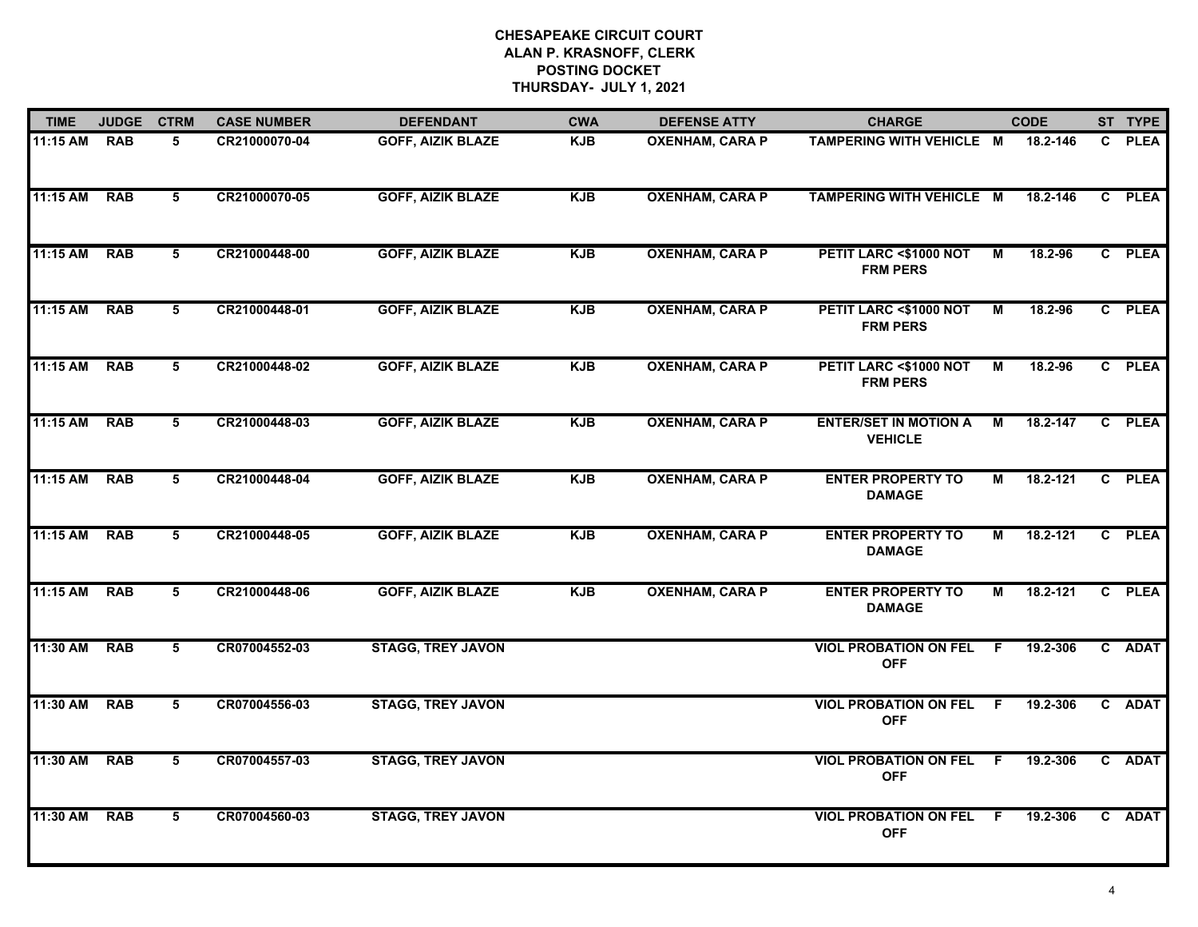# CHESAPEAKE CIRCUIT COURT
## ALAN P. KRASNOFF, CLERK
## POSTING DOCKET
## THURSDAY- JULY 1, 2021

| TIME | JUDGE | CTRM | CASE NUMBER | DEFENDANT | CWA | DEFENSE ATTY | CHARGE | | CODE | ST | TYPE |
|---|---|---|---|---|---|---|---|---|---|---|---|
| 11:15 AM | RAB | 5 | CR21000070-04 | GOFF, AIZIK BLAZE | KJB | OXENHAM, CARA P | TAMPERING WITH VEHICLE | M | 18.2-146 | C | PLEA |
| 11:15 AM | RAB | 5 | CR21000070-05 | GOFF, AIZIK BLAZE | KJB | OXENHAM, CARA P | TAMPERING WITH VEHICLE | M | 18.2-146 | C | PLEA |
| 11:15 AM | RAB | 5 | CR21000448-00 | GOFF, AIZIK BLAZE | KJB | OXENHAM, CARA P | PETIT LARC <$1000 NOT FRM PERS | M | 18.2-96 | C | PLEA |
| 11:15 AM | RAB | 5 | CR21000448-01 | GOFF, AIZIK BLAZE | KJB | OXENHAM, CARA P | PETIT LARC <$1000 NOT FRM PERS | M | 18.2-96 | C | PLEA |
| 11:15 AM | RAB | 5 | CR21000448-02 | GOFF, AIZIK BLAZE | KJB | OXENHAM, CARA P | PETIT LARC <$1000 NOT FRM PERS | M | 18.2-96 | C | PLEA |
| 11:15 AM | RAB | 5 | CR21000448-03 | GOFF, AIZIK BLAZE | KJB | OXENHAM, CARA P | ENTER/SET IN MOTION A VEHICLE | M | 18.2-147 | C | PLEA |
| 11:15 AM | RAB | 5 | CR21000448-04 | GOFF, AIZIK BLAZE | KJB | OXENHAM, CARA P | ENTER PROPERTY TO DAMAGE | M | 18.2-121 | C | PLEA |
| 11:15 AM | RAB | 5 | CR21000448-05 | GOFF, AIZIK BLAZE | KJB | OXENHAM, CARA P | ENTER PROPERTY TO DAMAGE | M | 18.2-121 | C | PLEA |
| 11:15 AM | RAB | 5 | CR21000448-06 | GOFF, AIZIK BLAZE | KJB | OXENHAM, CARA P | ENTER PROPERTY TO DAMAGE | M | 18.2-121 | C | PLEA |
| 11:30 AM | RAB | 5 | CR07004552-03 | STAGG, TREY JAVON | | | VIOL PROBATION ON FEL OFF | F | 19.2-306 | C | ADAT |
| 11:30 AM | RAB | 5 | CR07004556-03 | STAGG, TREY JAVON | | | VIOL PROBATION ON FEL OFF | F | 19.2-306 | C | ADAT |
| 11:30 AM | RAB | 5 | CR07004557-03 | STAGG, TREY JAVON | | | VIOL PROBATION ON FEL OFF | F | 19.2-306 | C | ADAT |
| 11:30 AM | RAB | 5 | CR07004560-03 | STAGG, TREY JAVON | | | VIOL PROBATION ON FEL OFF | F | 19.2-306 | C | ADAT |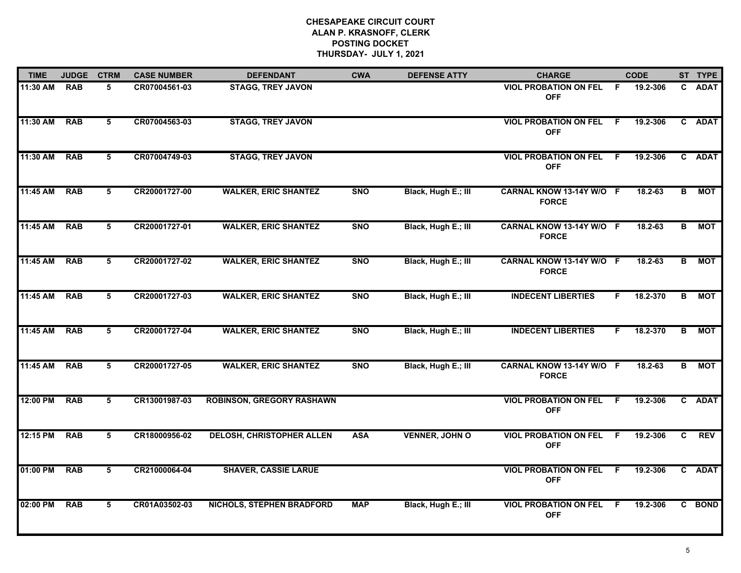**CHESAPEAKE CIRCUIT COURT**
**ALAN P. KRASNOFF, CLERK**
**POSTING DOCKET**
**THURSDAY- JULY 1, 2021**

| TIME | JUDGE | CTRM | CASE NUMBER | DEFENDANT | CWA | DEFENSE ATTY | CHARGE | | CODE | ST | TYPE |
|---|---|---|---|---|---|---|---|---|---|---|---|
| 11:30 AM | RAB | 5 | CR07004561-03 | STAGG, TREY JAVON | | | VIOL PROBATION ON FEL OFF | F | 19.2-306 | C | ADAT |
| 11:30 AM | RAB | 5 | CR07004563-03 | STAGG, TREY JAVON | | | VIOL PROBATION ON FEL OFF | F | 19.2-306 | C | ADAT |
| 11:30 AM | RAB | 5 | CR07004749-03 | STAGG, TREY JAVON | | | VIOL PROBATION ON FEL OFF | F | 19.2-306 | C | ADAT |
| 11:45 AM | RAB | 5 | CR20001727-00 | WALKER, ERIC SHANTEZ | SNO | Black, Hugh E.; III | CARNAL KNOW 13-14Y W/O FORCE | F | 18.2-63 | B | MOT |
| 11:45 AM | RAB | 5 | CR20001727-01 | WALKER, ERIC SHANTEZ | SNO | Black, Hugh E.; III | CARNAL KNOW 13-14Y W/O FORCE | F | 18.2-63 | B | MOT |
| 11:45 AM | RAB | 5 | CR20001727-02 | WALKER, ERIC SHANTEZ | SNO | Black, Hugh E.; III | CARNAL KNOW 13-14Y W/O FORCE | F | 18.2-63 | B | MOT |
| 11:45 AM | RAB | 5 | CR20001727-03 | WALKER, ERIC SHANTEZ | SNO | Black, Hugh E.; III | INDECENT LIBERTIES | F | 18.2-370 | B | MOT |
| 11:45 AM | RAB | 5 | CR20001727-04 | WALKER, ERIC SHANTEZ | SNO | Black, Hugh E.; III | INDECENT LIBERTIES | F | 18.2-370 | B | MOT |
| 11:45 AM | RAB | 5 | CR20001727-05 | WALKER, ERIC SHANTEZ | SNO | Black, Hugh E.; III | CARNAL KNOW 13-14Y W/O FORCE | F | 18.2-63 | B | MOT |
| 12:00 PM | RAB | 5 | CR13001987-03 | ROBINSON, GREGORY RASHAWN | | | VIOL PROBATION ON FEL OFF | F | 19.2-306 | C | ADAT |
| 12:15 PM | RAB | 5 | CR18000956-02 | DELOSH, CHRISTOPHER ALLEN | ASA | VENNER, JOHN O | VIOL PROBATION ON FEL OFF | F | 19.2-306 | C | REV |
| 01:00 PM | RAB | 5 | CR21000064-04 | SHAVER, CASSIE LARUE | | | VIOL PROBATION ON FEL OFF | F | 19.2-306 | C | ADAT |
| 02:00 PM | RAB | 5 | CR01A03502-03 | NICHOLS, STEPHEN BRADFORD | MAP | Black, Hugh E.; III | VIOL PROBATION ON FEL OFF | F | 19.2-306 | C | BOND |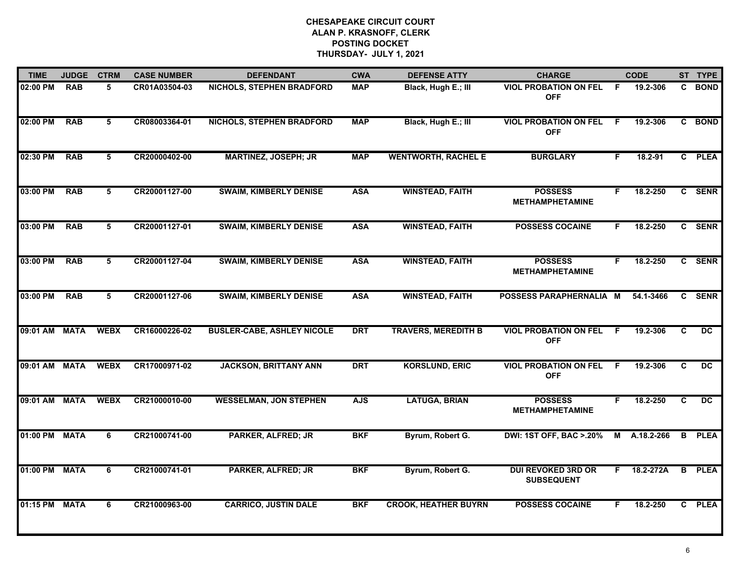# CHESAPEAKE CIRCUIT COURT
## ALAN P. KRASNOFF, CLERK
## POSTING DOCKET
## THURSDAY- JULY 1, 2021

| TIME | JUDGE | CTRM | CASE NUMBER | DEFENDANT | CWA | DEFENSE ATTY | CHARGE | | CODE | ST | TYPE |
|---|---|---|---|---|---|---|---|---|---|---|---|
| 02:00 PM | RAB | 5 | CR01A03504-03 | NICHOLS, STEPHEN BRADFORD | MAP | Black, Hugh E.; III | VIOL PROBATION ON FEL OFF | F | 19.2-306 | C | BOND |
| 02:00 PM | RAB | 5 | CR08003364-01 | NICHOLS, STEPHEN BRADFORD | MAP | Black, Hugh E.; III | VIOL PROBATION ON FEL OFF | F | 19.2-306 | C | BOND |
| 02:30 PM | RAB | 5 | CR20000402-00 | MARTINEZ, JOSEPH; JR | MAP | WENTWORTH, RACHEL E | BURGLARY | F | 18.2-91 | C | PLEA |
| 03:00 PM | RAB | 5 | CR20001127-00 | SWAIM, KIMBERLY DENISE | ASA | WINSTEAD, FAITH | POSSESS METHAMPHETAMINE | F | 18.2-250 | C | SENR |
| 03:00 PM | RAB | 5 | CR20001127-01 | SWAIM, KIMBERLY DENISE | ASA | WINSTEAD, FAITH | POSSESS COCAINE | F | 18.2-250 | C | SENR |
| 03:00 PM | RAB | 5 | CR20001127-04 | SWAIM, KIMBERLY DENISE | ASA | WINSTEAD, FAITH | POSSESS METHAMPHETAMINE | F | 18.2-250 | C | SENR |
| 03:00 PM | RAB | 5 | CR20001127-06 | SWAIM, KIMBERLY DENISE | ASA | WINSTEAD, FAITH | POSSESS PARAPHERNALIA | M | 54.1-3466 | C | SENR |
| 09:01 AM | MATA | WEBX | CR16000226-02 | BUSLER-CABE, ASHLEY NICOLE | DRT | TRAVERS, MEREDITH B | VIOL PROBATION ON FEL OFF | F | 19.2-306 | C | DC |
| 09:01 AM | MATA | WEBX | CR17000971-02 | JACKSON, BRITTANY ANN | DRT | KORSLUND, ERIC | VIOL PROBATION ON FEL OFF | F | 19.2-306 | C | DC |
| 09:01 AM | MATA | WEBX | CR21000010-00 | WESSELMAN, JON STEPHEN | AJS | LATUGA, BRIAN | POSSESS METHAMPHETAMINE | F | 18.2-250 | C | DC |
| 01:00 PM | MATA | 6 | CR21000741-00 | PARKER, ALFRED; JR | BKF | Byrum, Robert G. | DWI: 1ST OFF, BAC >.20% | M | A.18.2-266 | B | PLEA |
| 01:00 PM | MATA | 6 | CR21000741-01 | PARKER, ALFRED; JR | BKF | Byrum, Robert G. | DUI REVOKED 3RD OR SUBSEQUENT | F | 18.2-272A | B | PLEA |
| 01:15 PM | MATA | 6 | CR21000963-00 | CARRICO, JUSTIN DALE | BKF | CROOK, HEATHER BUYRN | POSSESS COCAINE | F | 18.2-250 | C | PLEA |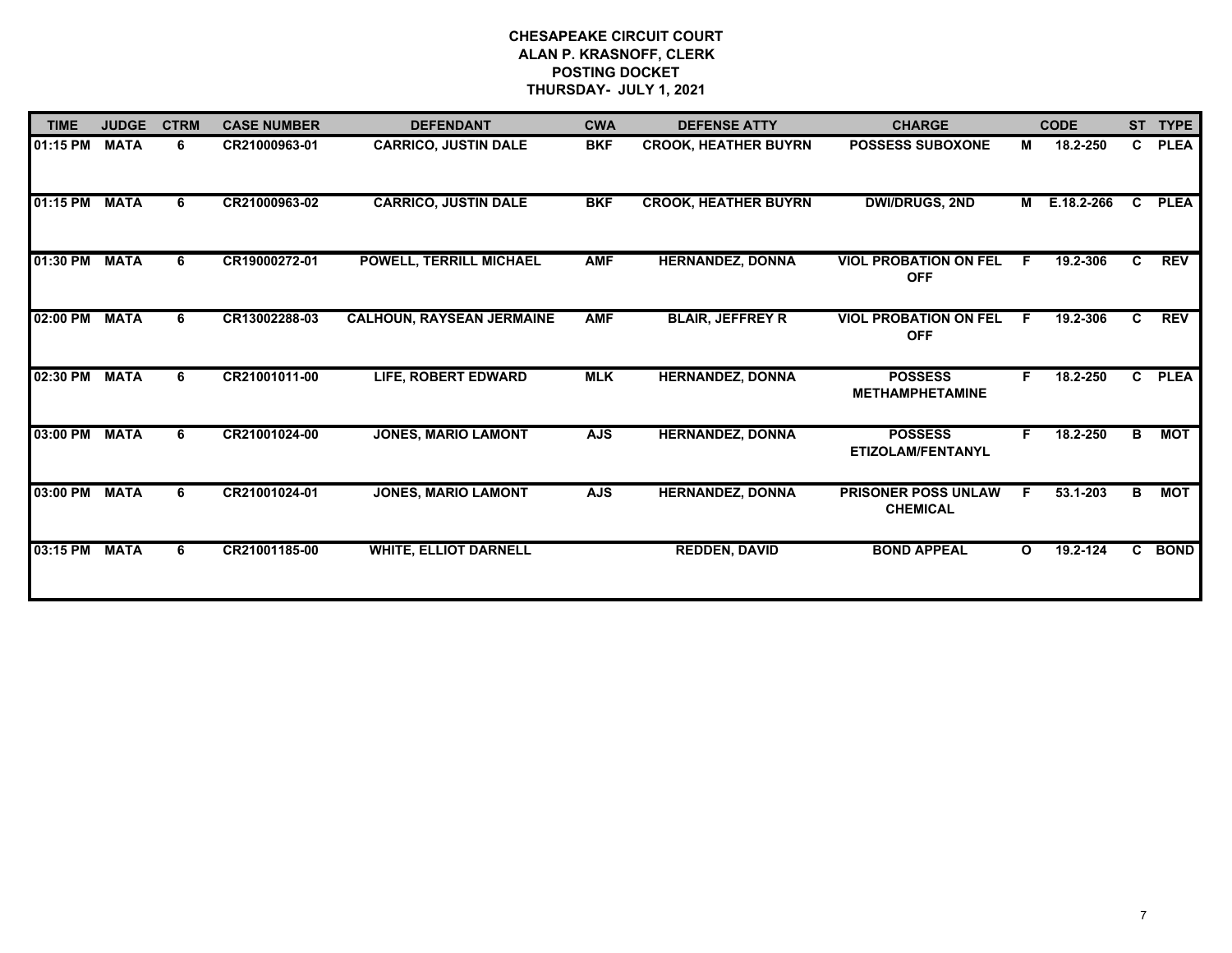# CHESAPEAKE CIRCUIT COURT
## ALAN P. KRASNOFF, CLERK
## POSTING DOCKET
## THURSDAY- JULY 1, 2021

| TIME | JUDGE | CTRM | CASE NUMBER | DEFENDANT | CWA | DEFENSE ATTY | CHARGE | | CODE | ST | TYPE |
|---|---|---|---|---|---|---|---|---|---|---|---|
| 01:15 PM | MATA | 6 | CR21000963-01 | CARRICO, JUSTIN DALE | BKF | CROOK, HEATHER BUYRN | POSSESS SUBOXONE | M | 18.2-250 | C | PLEA |
| 01:15 PM | MATA | 6 | CR21000963-02 | CARRICO, JUSTIN DALE | BKF | CROOK, HEATHER BUYRN | DWI/DRUGS, 2ND | M | E.18.2-266 | C | PLEA |
| 01:30 PM | MATA | 6 | CR19000272-01 | POWELL, TERRILL MICHAEL | AMF | HERNANDEZ, DONNA | VIOL PROBATION ON FEL OFF | F | 19.2-306 | C | REV |
| 02:00 PM | MATA | 6 | CR13002288-03 | CALHOUN, RAYSEAN JERMAINE | AMF | BLAIR, JEFFREY R | VIOL PROBATION ON FEL OFF | F | 19.2-306 | C | REV |
| 02:30 PM | MATA | 6 | CR21001011-00 | LIFE, ROBERT EDWARD | MLK | HERNANDEZ, DONNA | POSSESS METHAMPHETAMINE | F | 18.2-250 | C | PLEA |
| 03:00 PM | MATA | 6 | CR21001024-00 | JONES, MARIO LAMONT | AJS | HERNANDEZ, DONNA | POSSESS ETIZOLAM/FENTANYL | F | 18.2-250 | B | MOT |
| 03:00 PM | MATA | 6 | CR21001024-01 | JONES, MARIO LAMONT | AJS | HERNANDEZ, DONNA | PRISONER POSS UNLAW CHEMICAL | F | 53.1-203 | B | MOT |
| 03:15 PM | MATA | 6 | CR21001185-00 | WHITE, ELLIOT DARNELL | | REDDEN, DAVID | BOND APPEAL | O | 19.2-124 | C | BOND |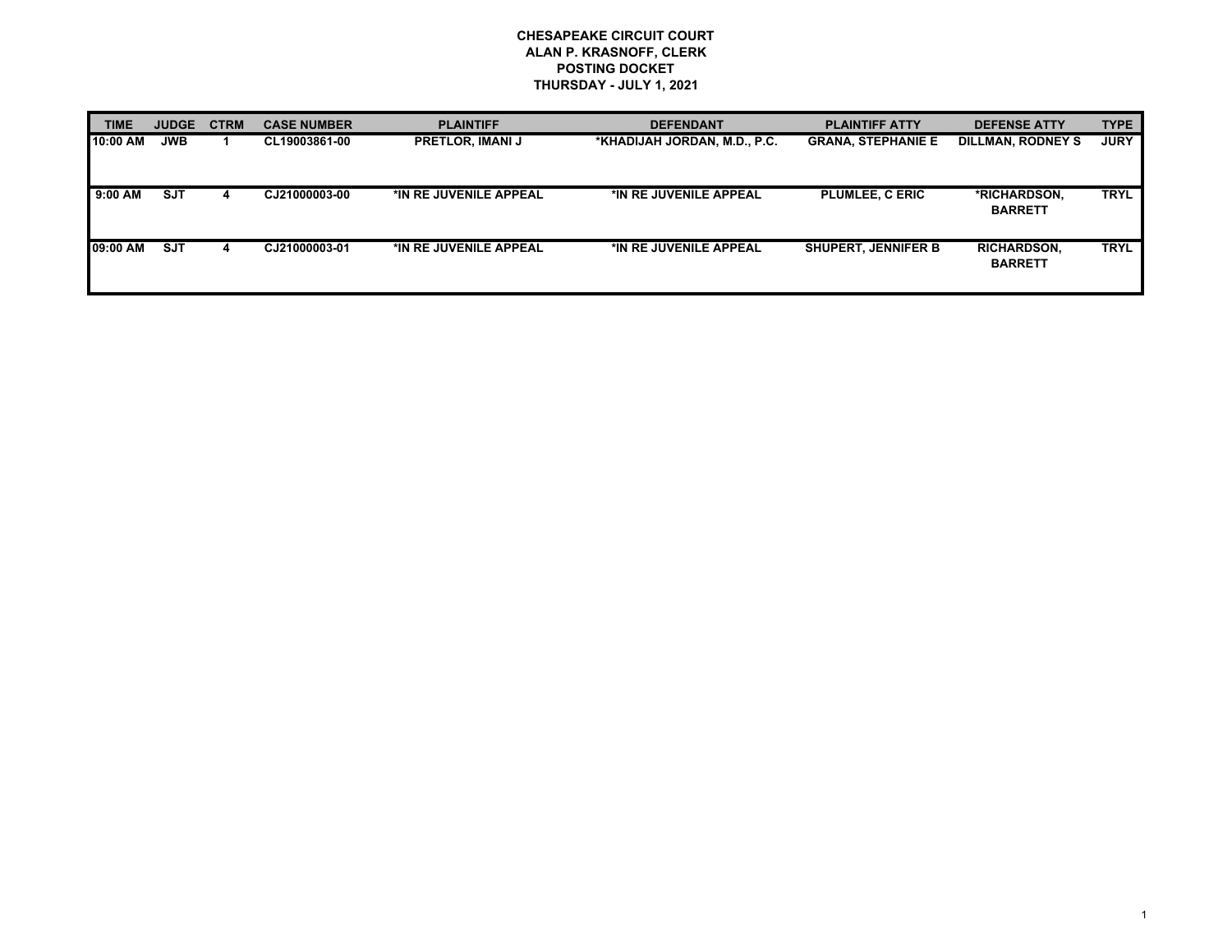**CHESAPEAKE CIRCUIT COURT**
**ALAN P. KRASNOFF, CLERK**
**POSTING DOCKET**
**THURSDAY - JULY 1, 2021**

| TIME | JUDGE | CTRM | CASE NUMBER | PLAINTIFF | DEFENDANT | PLAINTIFF ATTY | DEFENSE ATTY | TYPE |
|---|---|---|---|---|---|---|---|---|
| 10:00 AM | JWB | 1 | CL19003861-00 | PRETLOR, IMANI J | *KHADIJAH JORDAN, M.D., P.C. | GRANA, STEPHANIE E | DILLMAN, RODNEY S | JURY |
| 9:00 AM | SJT | 4 | CJ21000003-00 | *IN RE JUVENILE APPEAL | *IN RE JUVENILE APPEAL | PLUMLEE, C ERIC | *RICHARDSON, BARRETT | TRYL |
| 09:00 AM | SJT | 4 | CJ21000003-01 | *IN RE JUVENILE APPEAL | *IN RE JUVENILE APPEAL | SHUPERT, JENNIFER B | RICHARDSON, BARRETT | TRYL |